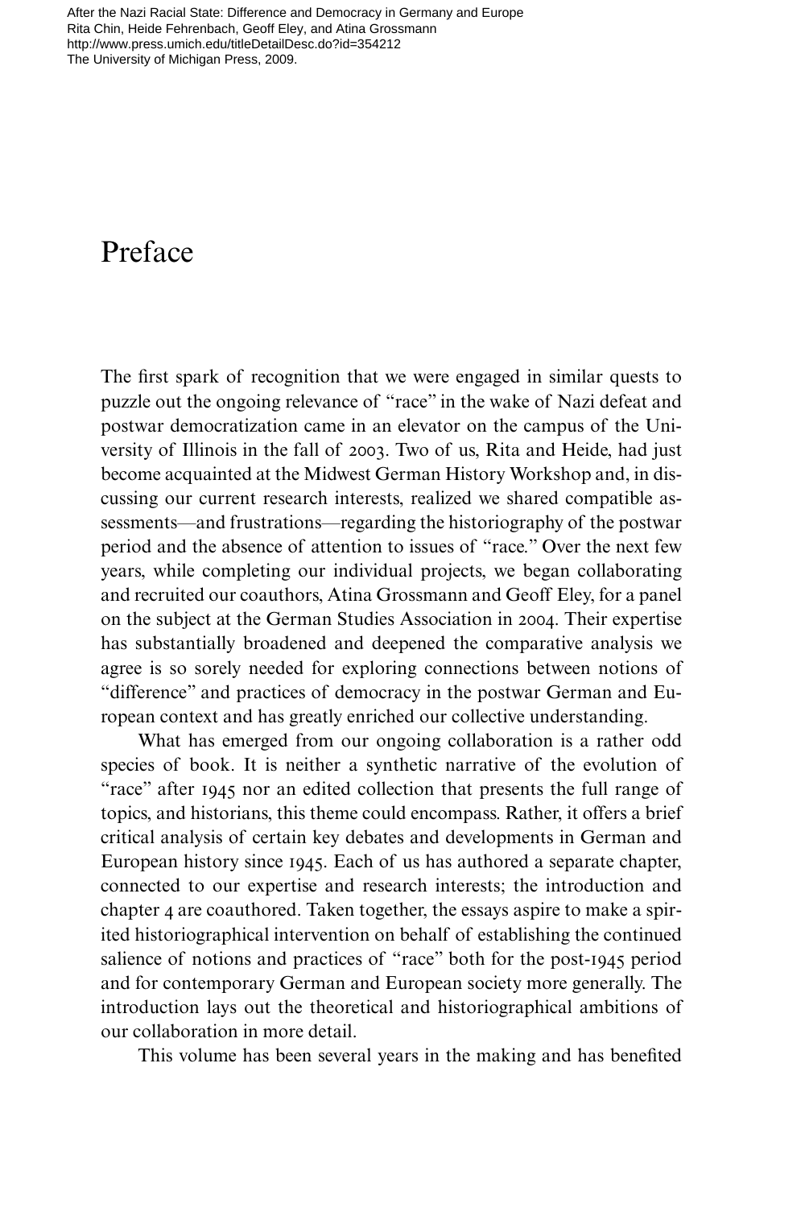# Preface

The first spark of recognition that we were engaged in similar quests to puzzle out the ongoing relevance of "race" in the wake of Nazi defeat and postwar democratization came in an elevator on the campus of the University of Illinois in the fall of 2003. Two of us, Rita and Heide, had just become acquainted at the Midwest German History Workshop and, in discussing our current research interests, realized we shared compatible assessments—and frustrations—regarding the historiography of the postwar period and the absence of attention to issues of "race." Over the next few years, while completing our individual projects, we began collaborating and recruited our coauthors, Atina Grossmann and Geoff Eley, for a panel on the subject at the German Studies Association in 2004. Their expertise has substantially broadened and deepened the comparative analysis we agree is so sorely needed for exploring connections between notions of "difference" and practices of democracy in the postwar German and European context and has greatly enriched our collective understanding.

What has emerged from our ongoing collaboration is a rather odd species of book. It is neither a synthetic narrative of the evolution of "race" after 1945 nor an edited collection that presents the full range of topics, and historians, this theme could encompass. Rather, it offers a brief critical analysis of certain key debates and developments in German and European history since 1945. Each of us has authored a separate chapter, connected to our expertise and research interests; the introduction and chapter 4 are coauthored. Taken together, the essays aspire to make a spirited historiographical intervention on behalf of establishing the continued salience of notions and practices of "race" both for the post-1945 period and for contemporary German and European society more generally. The introduction lays out the theoretical and historiographical ambitions of our collaboration in more detail.

This volume has been several years in the making and has benefited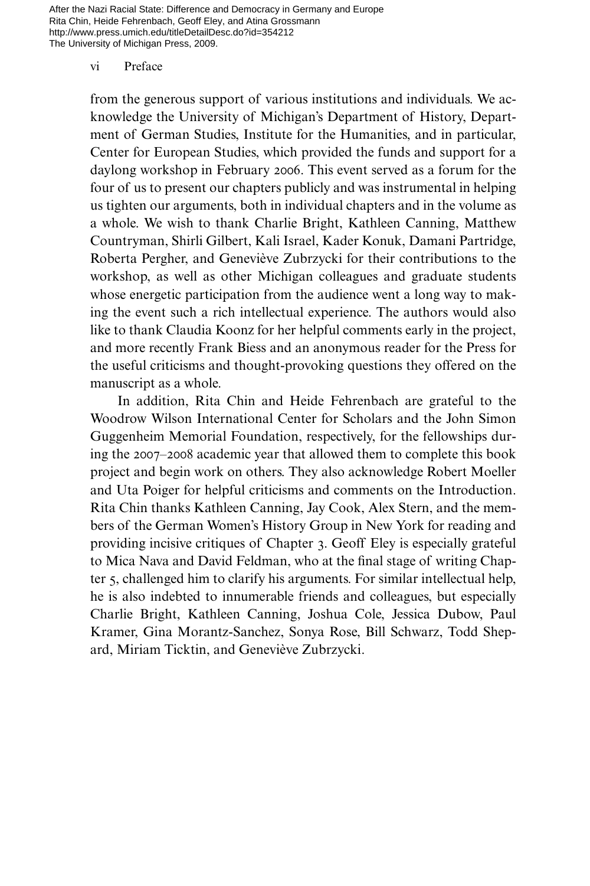from the generous support of various institutions and individuals. We acknowledge the University of Michigan's Department of History, Department of German Studies, Institute for the Humanities, and in particular, Center for European Studies, which provided the funds and support for a daylong workshop in February 2006. This event served as a forum for the four of us to present our chapters publicly and was instrumental in helping us tighten our arguments, both in individual chapters and in the volume as a whole. We wish to thank Charlie Bright, Kathleen Canning, Matthew Countryman, Shirli Gilbert, Kali Israel, Kader Konuk, Damani Partridge, Roberta Pergher, and Geneviève Zubrzycki for their contributions to the workshop, as well as other Michigan colleagues and graduate students whose energetic participation from the audience went a long way to making the event such a rich intellectual experience. The authors would also like to thank Claudia Koonz for her helpful comments early in the project, and more recently Frank Biess and an anonymous reader for the Press for the useful criticisms and thought-provoking questions they offered on the manuscript as a whole.

In addition, Rita Chin and Heide Fehrenbach are grateful to the Woodrow Wilson International Center for Scholars and the John Simon Guggenheim Memorial Foundation, respectively, for the fellowships during the 2007–2008 academic year that allowed them to complete this book project and begin work on others. They also acknowledge Robert Moeller and Uta Poiger for helpful criticisms and comments on the Introduction. Rita Chin thanks Kathleen Canning, Jay Cook, Alex Stern, and the members of the German Women's History Group in New York for reading and providing incisive critiques of Chapter 3. Geoff Eley is especially grateful to Mica Nava and David Feldman, who at the final stage of writing Chapter 5, challenged him to clarify his arguments. For similar intellectual help, he is also indebted to innumerable friends and colleagues, but especially Charlie Bright, Kathleen Canning, Joshua Cole, Jessica Dubow, Paul Kramer, Gina Morantz-Sanchez, Sonya Rose, Bill Schwarz, Todd Shepard, Miriam Ticktin, and Geneviève Zubrzycki.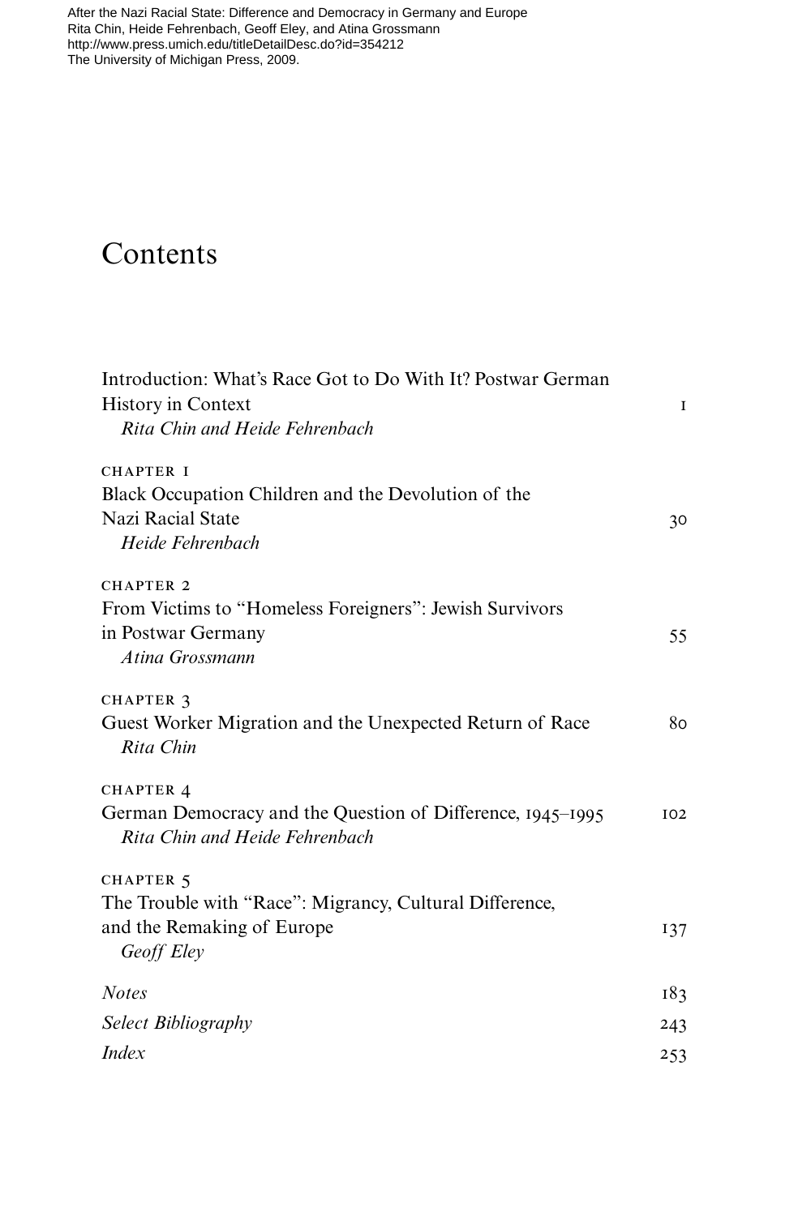After the Nazi Racial State: Difference and Democracy in Germany and Europe
Rita Chin, Heide Fehrenbach, Geoff Eley, and Atina Grossmann
http://www.press.umich.edu/titleDetailDesc.do?id=354212
The University of Michigan Press, 2009.

# Contents

Introduction: What's Race Got to Do With It? Postwar German History in Context — 1
*Rita Chin and Heide Fehrenbach*

CHAPTER 1
Black Occupation Children and the Devolution of the Nazi Racial State — 30
*Heide Fehrenbach*

CHAPTER 2
From Victims to "Homeless Foreigners": Jewish Survivors in Postwar Germany — 55
*Atina Grossmann*

CHAPTER 3
Guest Worker Migration and the Unexpected Return of Race — 80
*Rita Chin*

CHAPTER 4
German Democracy and the Question of Difference, 1945–1995 — 102
*Rita Chin and Heide Fehrenbach*

CHAPTER 5
The Trouble with "Race": Migrancy, Cultural Difference, and the Remaking of Europe — 137
*Geoff Eley*

*Notes* — 183

*Select Bibliography* — 243

*Index* — 253